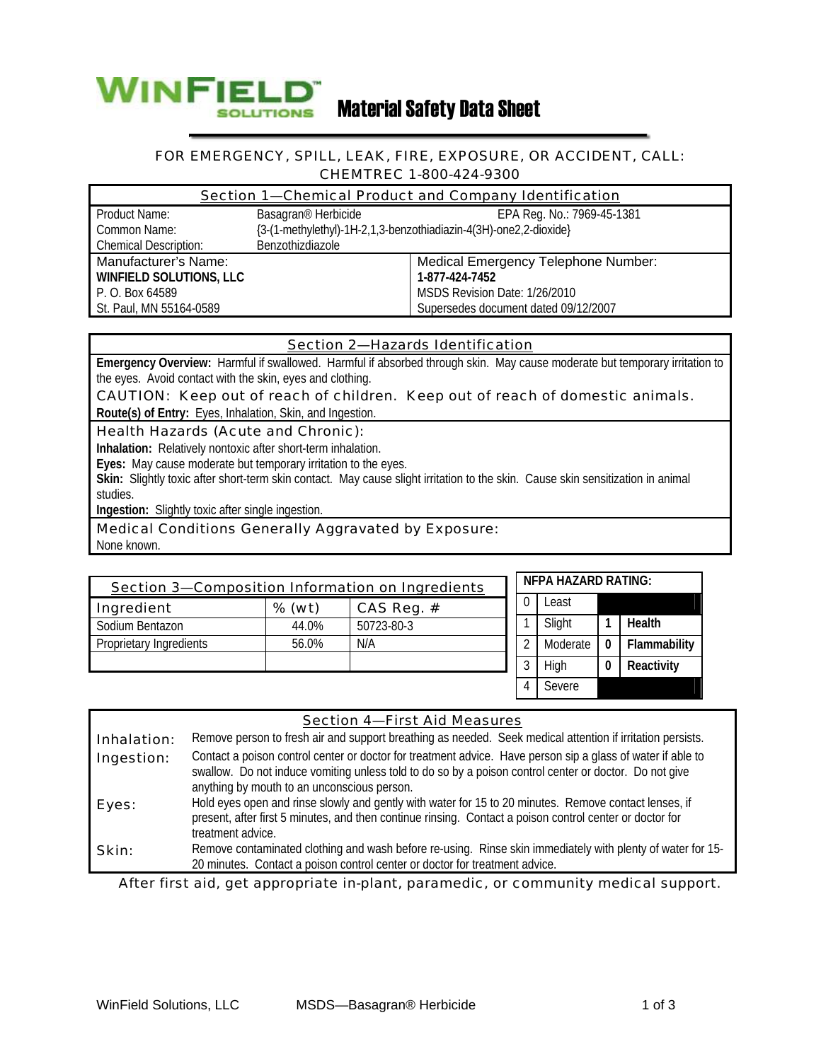WINFIELD SOLUTIONS

# Material Safety Data Sheet

FOR EMERGENCY, SPILL, LEAK, FIRE, EXPOSURE, OR ACCIDENT, CALL:
CHEMTREC 1-800-424-9300

## Section 1—Chemical Product and Company Identification

| | | |
|---|---|---|
| Product Name: | Basagran® Herbicide | EPA Reg. No.: 7969-45-1381 |
| Common Name: | {3-(1-methylethyl)-1H-2,1,3-benzothiadiazin-4(3H)-one2,2-dioxide} | |
| Chemical Description: | Benzothizdiazole | |

| Manufacturer's Name: | Medical Emergency Telephone Number: |
|---|---|
| **WINFIELD SOLUTIONS, LLC** | **1-877-424-7452** |
| P. O. Box 64589 | MSDS Revision Date: 1/26/2010 |
| St. Paul, MN 55164-0589 | Supersedes document dated 09/12/2007 |

## Section 2—Hazards Identification

**Emergency Overview:** Harmful if swallowed. Harmful if absorbed through skin. May cause moderate but temporary irritation to the eyes. Avoid contact with the skin, eyes and clothing.

CAUTION: Keep out of reach of children. Keep out of reach of domestic animals.

**Route(s) of Entry:** Eyes, Inhalation, Skin, and Ingestion.

### Health Hazards (Acute and Chronic):

**Inhalation:** Relatively nontoxic after short-term inhalation.

**Eyes:** May cause moderate but temporary irritation to the eyes.

**Skin:** Slightly toxic after short-term skin contact. May cause slight irritation to the skin. Cause skin sensitization in animal studies.

**Ingestion:** Slightly toxic after single ingestion.

### Medical Conditions Generally Aggravated by Exposure:

None known.

## Section 3—Composition Information on Ingredients

| Ingredient | % (wt) | CAS Reg. # |
|---|---|---|
| Sodium Bentazon | 44.0% | 50723-80-3 |
| Proprietary Ingredients | 56.0% | N/A |

**NFPA HAZARD RATING:**

| Scale | | Rating | Hazard |
|---|---|---|---|
| 0 | Least | | |
| 1 | Slight | 1 | **Health** |
| 2 | Moderate | 0 | **Flammability** |
| 3 | High | 0 | **Reactivity** |
| 4 | Severe | | |

## Section 4—First Aid Measures

**Inhalation:** Remove person to fresh air and support breathing as needed. Seek medical attention if irritation persists.

**Ingestion:** Contact a poison control center or doctor for treatment advice. Have person sip a glass of water if able to swallow. Do not induce vomiting unless told to do so by a poison control center or doctor. Do not give anything by mouth to an unconscious person.

**Eyes:** Hold eyes open and rinse slowly and gently with water for 15 to 20 minutes. Remove contact lenses, if present, after first 5 minutes, and then continue rinsing. Contact a poison control center or doctor for treatment advice.

**Skin:** Remove contaminated clothing and wash before re-using. Rinse skin immediately with plenty of water for 15-20 minutes. Contact a poison control center or doctor for treatment advice.

After first aid, get appropriate in-plant, paramedic, or community medical support.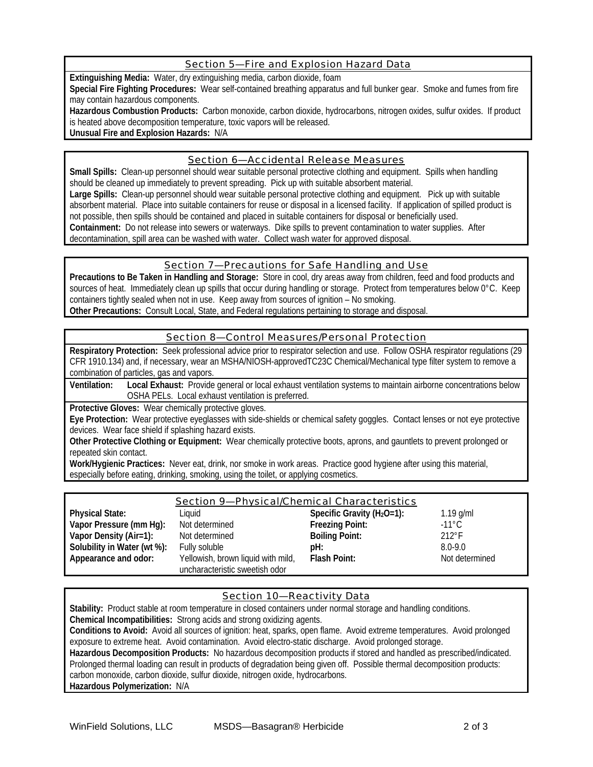## Section 5—Fire and Explosion Hazard Data

**Extinguishing Media:** Water, dry extinguishing media, carbon dioxide, foam

**Special Fire Fighting Procedures:** Wear self-contained breathing apparatus and full bunker gear. Smoke and fumes from fire may contain hazardous components.

**Hazardous Combustion Products:** Carbon monoxide, carbon dioxide, hydrocarbons, nitrogen oxides, sulfur oxides. If product is heated above decomposition temperature, toxic vapors will be released.

**Unusual Fire and Explosion Hazards:** N/A

## Section 6—Accidental Release Measures

**Small Spills:** Clean-up personnel should wear suitable personal protective clothing and equipment. Spills when handling should be cleaned up immediately to prevent spreading. Pick up with suitable absorbent material.

**Large Spills:** Clean-up personnel should wear suitable personal protective clothing and equipment. Pick up with suitable absorbent material. Place into suitable containers for reuse or disposal in a licensed facility. If application of spilled product is not possible, then spills should be contained and placed in suitable containers for disposal or beneficially used.

**Containment:** Do not release into sewers or waterways. Dike spills to prevent contamination to water supplies. After decontamination, spill area can be washed with water. Collect wash water for approved disposal.

## Section 7—Precautions for Safe Handling and Use

**Precautions to Be Taken in Handling and Storage:** Store in cool, dry areas away from children, feed and food products and sources of heat. Immediately clean up spills that occur during handling or storage. Protect from temperatures below 0°C. Keep containers tightly sealed when not in use. Keep away from sources of ignition – No smoking.

**Other Precautions:** Consult Local, State, and Federal regulations pertaining to storage and disposal.

## Section 8—Control Measures/Personal Protection

**Respiratory Protection:** Seek professional advice prior to respirator selection and use. Follow OSHA respirator regulations (29 CFR 1910.134) and, if necessary, wear an MSHA/NIOSH-approvedTC23C Chemical/Mechanical type filter system to remove a combination of particles, gas and vapors.

**Ventilation:** **Local Exhaust:** Provide general or local exhaust ventilation systems to maintain airborne concentrations below OSHA PELs. Local exhaust ventilation is preferred.

**Protective Gloves:** Wear chemically protective gloves.

**Eye Protection:** Wear protective eyeglasses with side-shields or chemical safety goggles. Contact lenses or not eye protective devices. Wear face shield if splashing hazard exists.

**Other Protective Clothing or Equipment:** Wear chemically protective boots, aprons, and gauntlets to prevent prolonged or repeated skin contact.

**Work/Hygienic Practices:** Never eat, drink, nor smoke in work areas. Practice good hygiene after using this material, especially before eating, drinking, smoking, using the toilet, or applying cosmetics.

## Section 9—Physical/Chemical Characteristics

| | | | |
|---|---|---|---|
| **Physical State:** | Liquid | **Specific Gravity ($H_2O$=1):** | 1.19 g/ml |
| **Vapor Pressure (mm Hg):** | Not determined | **Freezing Point:** | -11°C |
| **Vapor Density (Air=1):** | Not determined | **Boiling Point:** | 212°F |
| **Solubility in Water (wt %):** | Fully soluble | **pH:** | 8.0-9.0 |
| **Appearance and odor:** | Yellowish, brown liquid with mild, uncharacteristic sweetish odor | **Flash Point:** | Not determined |

## Section 10—Reactivity Data

**Stability:** Product stable at room temperature in closed containers under normal storage and handling conditions.

**Chemical Incompatibilities:** Strong acids and strong oxidizing agents.

**Conditions to Avoid:** Avoid all sources of ignition: heat, sparks, open flame. Avoid extreme temperatures. Avoid prolonged exposure to extreme heat. Avoid contamination. Avoid electro-static discharge. Avoid prolonged storage.

**Hazardous Decomposition Products:** No hazardous decomposition products if stored and handled as prescribed/indicated. Prolonged thermal loading can result in products of degradation being given off. Possible thermal decomposition products: carbon monoxide, carbon dioxide, sulfur dioxide, nitrogen oxide, hydrocarbons.

**Hazardous Polymerization:** N/A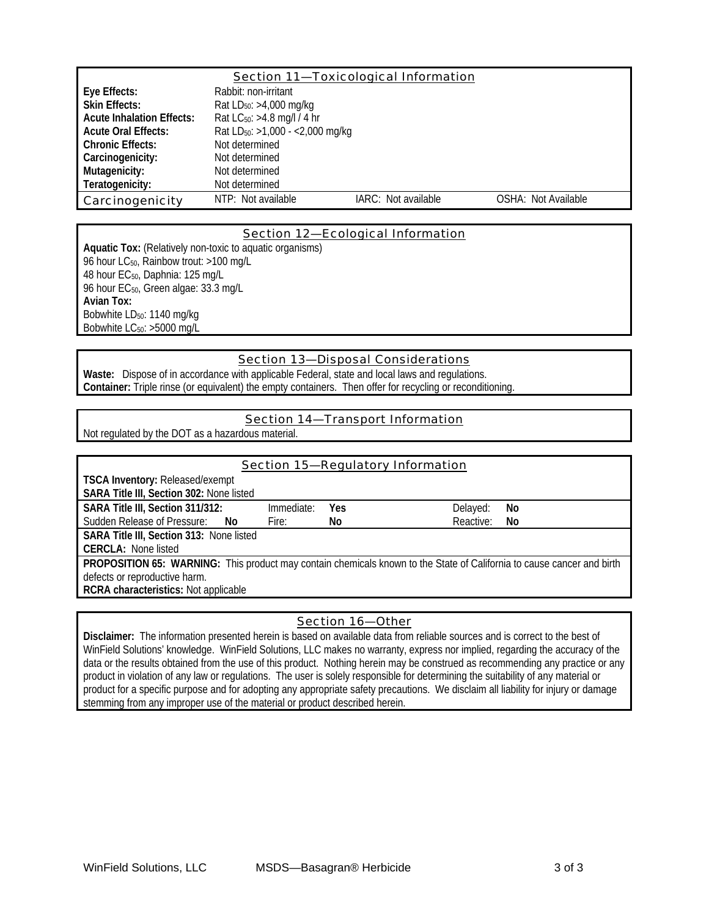## Section 11—Toxicological Information

| | | | |
|---|---|---|---|
| **Eye Effects:** | Rabbit: non-irritant | | |
| **Skin Effects:** | Rat $LD_{50}$: >4,000 mg/kg | | |
| **Acute Inhalation Effects:** | Rat $LC_{50}$: >4.8 mg/l / 4 hr | | |
| **Acute Oral Effects:** | Rat $LD_{50}$: >1,000 - <2,000 mg/kg | | |
| **Chronic Effects:** | Not determined | | |
| **Carcinogenicity:** | Not determined | | |
| **Mutagenicity:** | Not determined | | |
| **Teratogenicity:** | Not determined | | |
| Carcinogenicity | NTP: Not available | IARC: Not available | OSHA: Not Available |

## Section 12—Ecological Information

**Aquatic Tox:** (Relatively non-toxic to aquatic organisms)
96 hour $LC_{50}$, Rainbow trout: >100 mg/L
48 hour $EC_{50}$, Daphnia: 125 mg/L
96 hour $EC_{50}$, Green algae: 33.3 mg/L
**Avian Tox:**
Bobwhite $LD_{50}$: 1140 mg/kg
Bobwhite $LC_{50}$: >5000 mg/L

## Section 13—Disposal Considerations

**Waste:** Dispose of in accordance with applicable Federal, state and local laws and regulations.
**Container:** Triple rinse (or equivalent) the empty containers. Then offer for recycling or reconditioning.

## Section 14—Transport Information

Not regulated by the DOT as a hazardous material.

## Section 15—Regulatory Information

**TSCA Inventory:** Released/exempt
**SARA Title III, Section 302:** None listed

| | | | | | |
|---|---|---|---|---|---|
| **SARA Title III, Section 311/312:** | | Immediate: | **Yes** | Delayed: | **No** |
| Sudden Release of Pressure: | **No** | Fire: | **No** | Reactive: | **No** |

**SARA Title III, Section 313:** None listed
**CERCLA:** None listed
**PROPOSITION 65: WARNING:** This product may contain chemicals known to the State of California to cause cancer and birth defects or reproductive harm.
**RCRA characteristics:** Not applicable

## Section 16—Other

**Disclaimer:** The information presented herein is based on available data from reliable sources and is correct to the best of WinField Solutions' knowledge. WinField Solutions, LLC makes no warranty, express nor implied, regarding the accuracy of the data or the results obtained from the use of this product. Nothing herein may be construed as recommending any practice or any product in violation of any law or regulations. The user is solely responsible for determining the suitability of any material or product for a specific purpose and for adopting any appropriate safety precautions. We disclaim all liability for injury or damage stemming from any improper use of the material or product described herein.